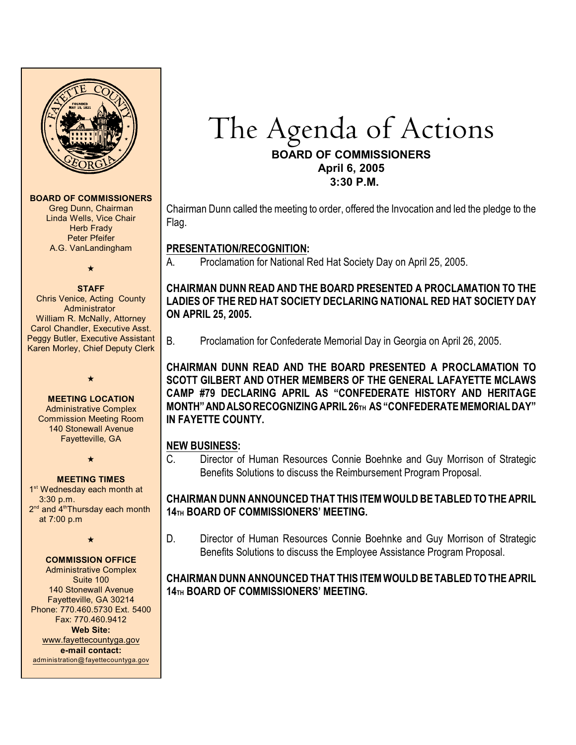# The Agenda of Actions

**BOARD OF COMMISSIONERS**
**April 6, 2005**
**3:30 P.M.**

**BOARD OF COMMISSIONERS**
Greg Dunn, Chairman
Linda Wells, Vice Chair
Herb Frady
Peter Pfeifer
A.G. VanLandingham

**STAFF**
Chris Venice, Acting County Administrator
William R. McNally, Attorney
Carol Chandler, Executive Asst.
Peggy Butler, Executive Assistant
Karen Morley, Chief Deputy Clerk

**MEETING LOCATION**
Administrative Complex
Commission Meeting Room
140 Stonewall Avenue
Fayetteville, GA

**MEETING TIMES**
1st Wednesday each month at 3:30 p.m.
2nd and 4th Thursday each month at 7:00 p.m

**COMMISSION OFFICE**
Administrative Complex
Suite 100
140 Stonewall Avenue
Fayetteville, GA 30214
Phone: 770.460.5730 Ext. 5400
Fax: 770.460.9412
**Web Site:**
www.fayettecountyga.gov
**e-mail contact:**
administration@fayettecountyga.gov

Chairman Dunn called the meeting to order, offered the Invocation and led the pledge to the Flag.

## PRESENTATION/RECOGNITION:

A. Proclamation for National Red Hat Society Day on April 25, 2005.

**CHAIRMAN DUNN READ AND THE BOARD PRESENTED A PROCLAMATION TO THE LADIES OF THE RED HAT SOCIETY DECLARING NATIONAL RED HAT SOCIETY DAY ON APRIL 25, 2005.**

B. Proclamation for Confederate Memorial Day in Georgia on April 26, 2005.

**CHAIRMAN DUNN READ AND THE BOARD PRESENTED A PROCLAMATION TO SCOTT GILBERT AND OTHER MEMBERS OF THE GENERAL LAFAYETTE MCLAWS CAMP #79 DECLARING APRIL AS "CONFEDERATE HISTORY AND HERITAGE MONTH" AND ALSO RECOGNIZING APRIL 26TH AS "CONFEDERATE MEMORIAL DAY" IN FAYETTE COUNTY.**

## NEW BUSINESS:

C. Director of Human Resources Connie Boehnke and Guy Morrison of Strategic Benefits Solutions to discuss the Reimbursement Program Proposal.

**CHAIRMAN DUNN ANNOUNCED THAT THIS ITEM WOULD BE TABLED TO THE APRIL 14TH BOARD OF COMMISSIONERS' MEETING.**

D. Director of Human Resources Connie Boehnke and Guy Morrison of Strategic Benefits Solutions to discuss the Employee Assistance Program Proposal.

**CHAIRMAN DUNN ANNOUNCED THAT THIS ITEM WOULD BE TABLED TO THE APRIL 14TH BOARD OF COMMISSIONERS' MEETING.**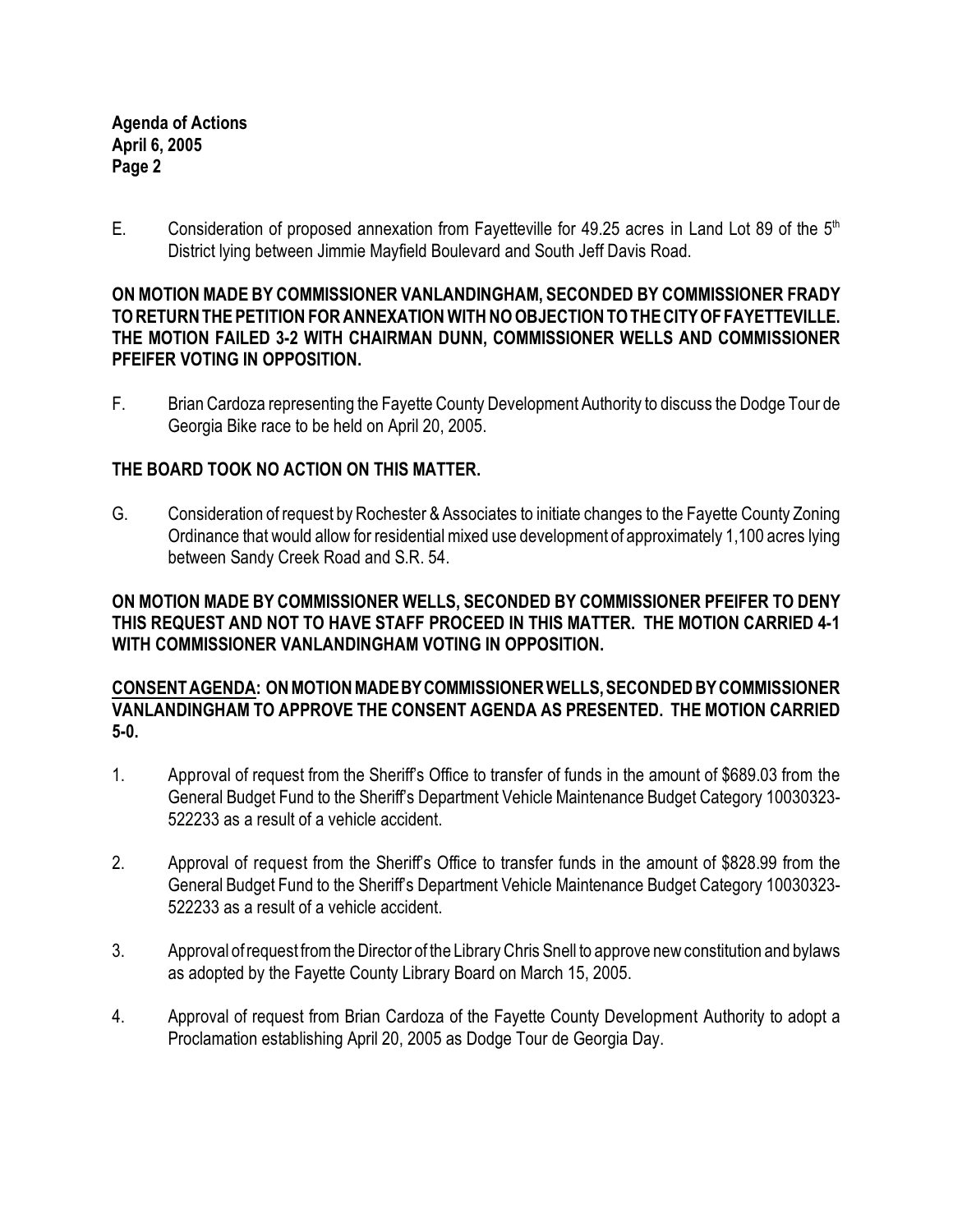E. Consideration of proposed annexation from Fayetteville for 49.25 acres in Land Lot 89 of the 5th District lying between Jimmie Mayfield Boulevard and South Jeff Davis Road.

**ON MOTION MADE BY COMMISSIONER VANLANDINGHAM, SECONDED BY COMMISSIONER FRADY TO RETURN THE PETITION FOR ANNEXATION WITH NO OBJECTION TO THE CITY OF FAYETTEVILLE. THE MOTION FAILED 3-2 WITH CHAIRMAN DUNN, COMMISSIONER WELLS AND COMMISSIONER PFEIFER VOTING IN OPPOSITION.**

F. Brian Cardoza representing the Fayette County Development Authority to discuss the Dodge Tour de Georgia Bike race to be held on April 20, 2005.

**THE BOARD TOOK NO ACTION ON THIS MATTER.**

G. Consideration of request by Rochester & Associates to initiate changes to the Fayette County Zoning Ordinance that would allow for residential mixed use development of approximately 1,100 acres lying between Sandy Creek Road and S.R. 54.

**ON MOTION MADE BY COMMISSIONER WELLS, SECONDED BY COMMISSIONER PFEIFER TO DENY THIS REQUEST AND NOT TO HAVE STAFF PROCEED IN THIS MATTER. THE MOTION CARRIED 4-1 WITH COMMISSIONER VANLANDINGHAM VOTING IN OPPOSITION.**

**CONSENT AGENDA: ON MOTION MADE BY COMMISSIONER WELLS, SECONDED BY COMMISSIONER VANLANDINGHAM TO APPROVE THE CONSENT AGENDA AS PRESENTED. THE MOTION CARRIED 5-0.**

1. Approval of request from the Sheriff's Office to transfer of funds in the amount of $689.03 from the General Budget Fund to the Sheriff's Department Vehicle Maintenance Budget Category 10030323-522233 as a result of a vehicle accident.

2. Approval of request from the Sheriff's Office to transfer funds in the amount of $828.99 from the General Budget Fund to the Sheriff's Department Vehicle Maintenance Budget Category 10030323-522233 as a result of a vehicle accident.

3. Approval of request from the Director of the Library Chris Snell to approve new constitution and bylaws as adopted by the Fayette County Library Board on March 15, 2005.

4. Approval of request from Brian Cardoza of the Fayette County Development Authority to adopt a Proclamation establishing April 20, 2005 as Dodge Tour de Georgia Day.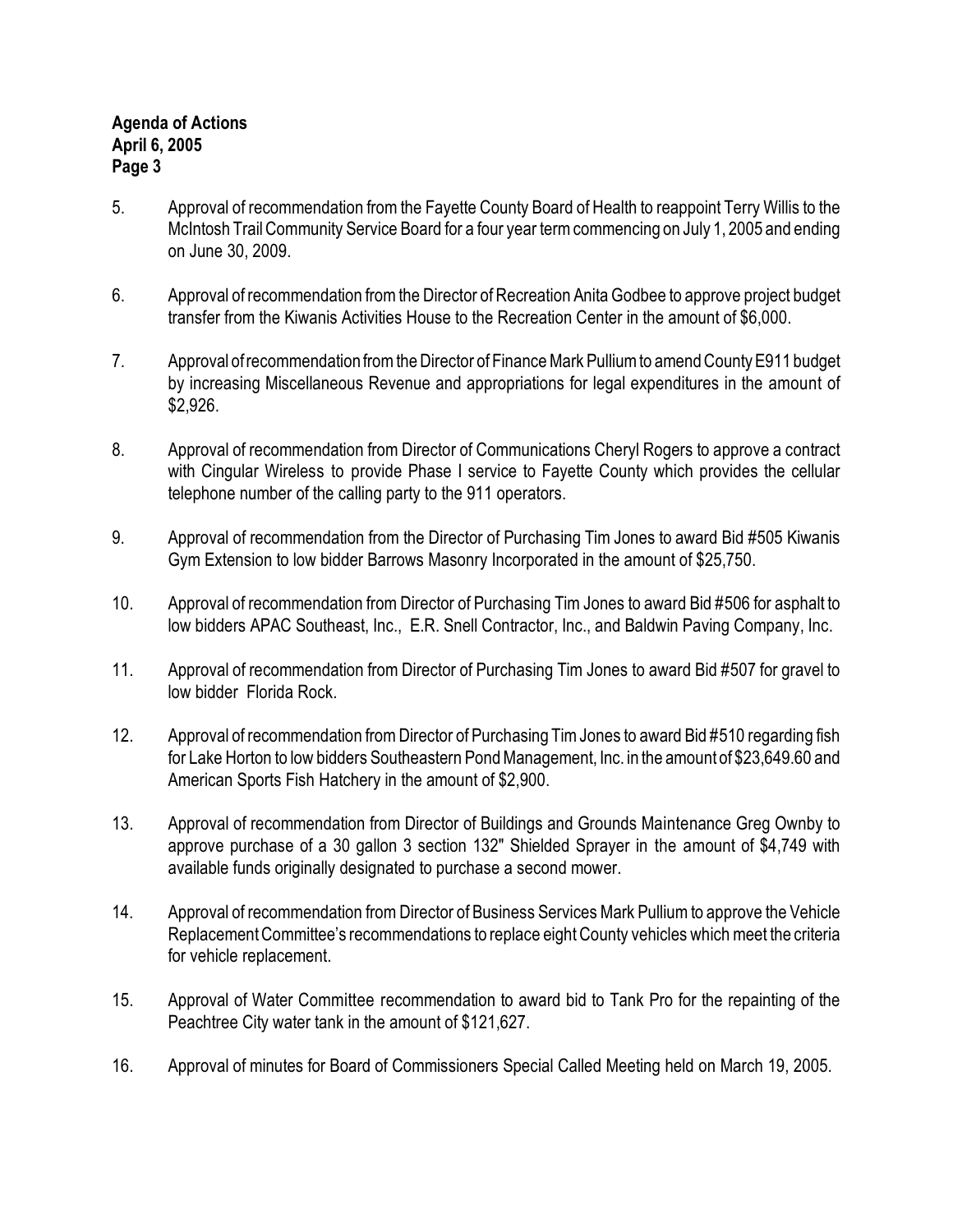5. Approval of recommendation from the Fayette County Board of Health to reappoint Terry Willis to the McIntosh Trail Community Service Board for a four year term commencing on July 1, 2005 and ending on June 30, 2009.

6. Approval of recommendation from the Director of Recreation Anita Godbee to approve project budget transfer from the Kiwanis Activities House to the Recreation Center in the amount of $6,000.

7. Approval of recommendation from the Director of Finance Mark Pullium to amend County E911 budget by increasing Miscellaneous Revenue and appropriations for legal expenditures in the amount of $2,926.

8. Approval of recommendation from Director of Communications Cheryl Rogers to approve a contract with Cingular Wireless to provide Phase I service to Fayette County which provides the cellular telephone number of the calling party to the 911 operators.

9. Approval of recommendation from the Director of Purchasing Tim Jones to award Bid #505 Kiwanis Gym Extension to low bidder Barrows Masonry Incorporated in the amount of $25,750.

10. Approval of recommendation from Director of Purchasing Tim Jones to award Bid #506 for asphalt to low bidders APAC Southeast, Inc., E.R. Snell Contractor, Inc., and Baldwin Paving Company, Inc.

11. Approval of recommendation from Director of Purchasing Tim Jones to award Bid #507 for gravel to low bidder Florida Rock.

12. Approval of recommendation from Director of Purchasing Tim Jones to award Bid #510 regarding fish for Lake Horton to low bidders Southeastern Pond Management, Inc. in the amount of $23,649.60 and American Sports Fish Hatchery in the amount of $2,900.

13. Approval of recommendation from Director of Buildings and Grounds Maintenance Greg Ownby to approve purchase of a 30 gallon 3 section 132" Shielded Sprayer in the amount of $4,749 with available funds originally designated to purchase a second mower.

14. Approval of recommendation from Director of Business Services Mark Pullium to approve the Vehicle Replacement Committee's recommendations to replace eight County vehicles which meet the criteria for vehicle replacement.

15. Approval of Water Committee recommendation to award bid to Tank Pro for the repainting of the Peachtree City water tank in the amount of $121,627.

16. Approval of minutes for Board of Commissioners Special Called Meeting held on March 19, 2005.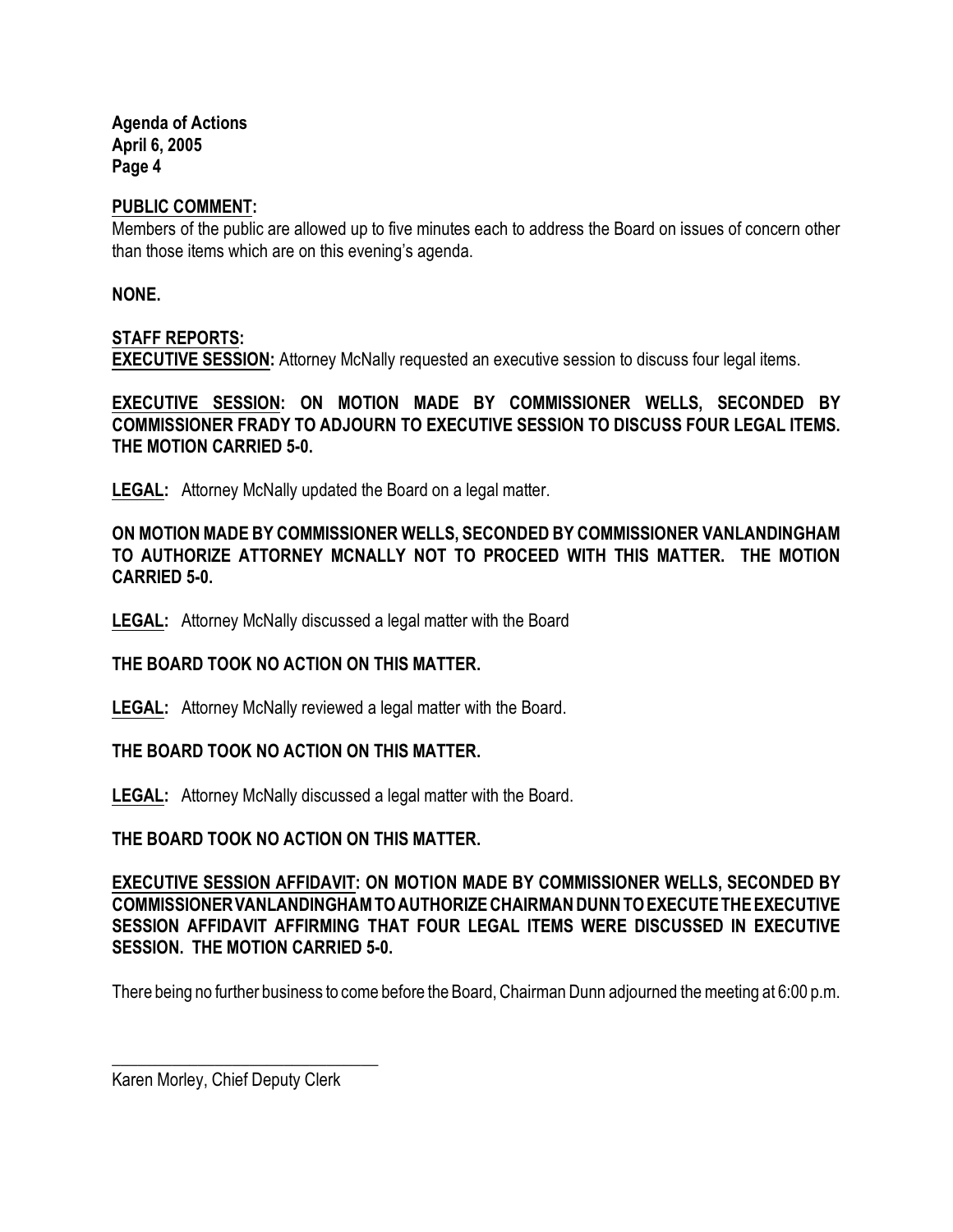**PUBLIC COMMENT:**
Members of the public are allowed up to five minutes each to address the Board on issues of concern other than those items which are on this evening's agenda.

**NONE.**

**STAFF REPORTS:**
**EXECUTIVE SESSION:** Attorney McNally requested an executive session to discuss four legal items.

**EXECUTIVE SESSION: ON MOTION MADE BY COMMISSIONER WELLS, SECONDED BY COMMISSIONER FRADY TO ADJOURN TO EXECUTIVE SESSION TO DISCUSS FOUR LEGAL ITEMS. THE MOTION CARRIED 5-0.**

**LEGAL:** Attorney McNally updated the Board on a legal matter.

**ON MOTION MADE BY COMMISSIONER WELLS, SECONDED BY COMMISSIONER VANLANDINGHAM TO AUTHORIZE ATTORNEY MCNALLY NOT TO PROCEED WITH THIS MATTER. THE MOTION CARRIED 5-0.**

**LEGAL:** Attorney McNally discussed a legal matter with the Board

**THE BOARD TOOK NO ACTION ON THIS MATTER.**

**LEGAL:** Attorney McNally reviewed a legal matter with the Board.

**THE BOARD TOOK NO ACTION ON THIS MATTER.**

**LEGAL:** Attorney McNally discussed a legal matter with the Board.

**THE BOARD TOOK NO ACTION ON THIS MATTER.**

**EXECUTIVE SESSION AFFIDAVIT: ON MOTION MADE BY COMMISSIONER WELLS, SECONDED BY COMMISSIONER VANLANDINGHAM TO AUTHORIZE CHAIRMAN DUNN TO EXECUTE THE EXECUTIVE SESSION AFFIDAVIT AFFIRMING THAT FOUR LEGAL ITEMS WERE DISCUSSED IN EXECUTIVE SESSION. THE MOTION CARRIED 5-0.**

There being no further business to come before the Board, Chairman Dunn adjourned the meeting at 6:00 p.m.

\_\_\_\_\_\_\_\_\_\_\_\_\_\_\_\_\_\_\_\_\_\_\_\_\_\_\_\_\_\_\_\_
Karen Morley, Chief Deputy Clerk